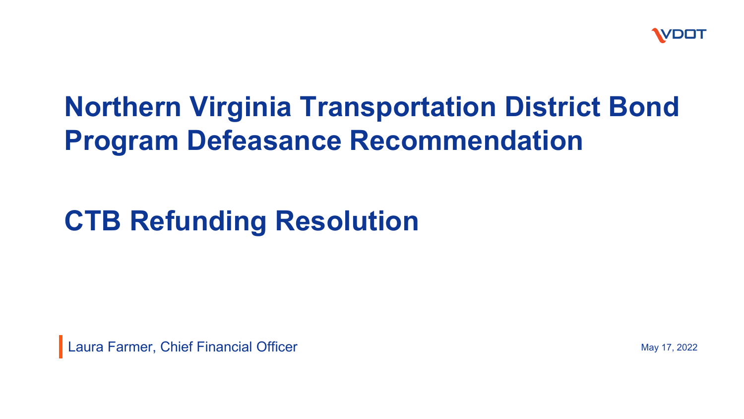VDOT

# Northern Virginia Transportation District Bond Program Defeasance Recommendation

# CTB Refunding Resolution

Laura Farmer, Chief Financial Officer

May 17, 2022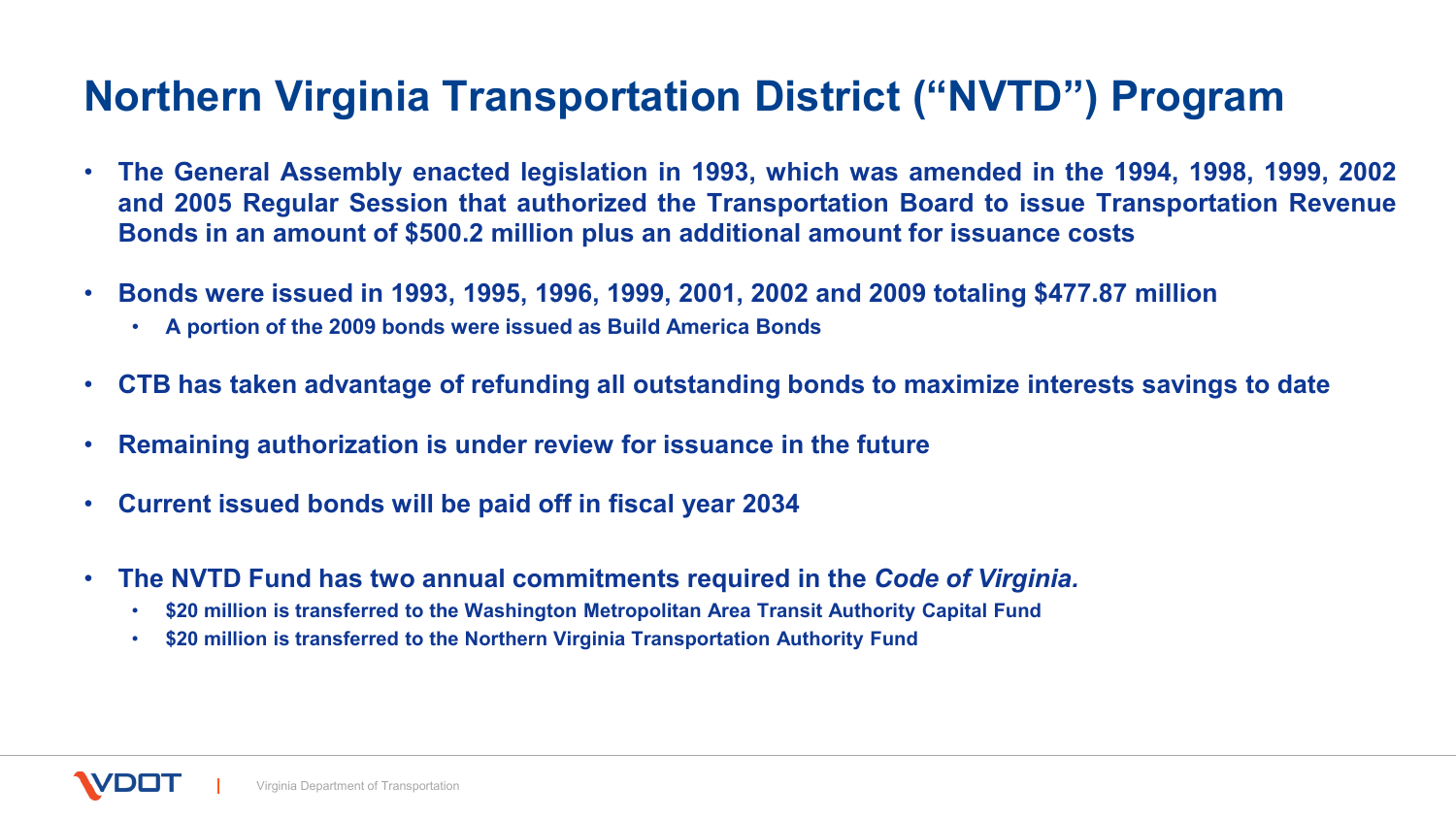# Northern Virginia Transportation District ("NVTD") Program

- **The General Assembly enacted legislation in 1993, which was amended in the 1994, 1998, 1999, 2002 and 2005 Regular Session that authorized the Transportation Board to issue Transportation Revenue Bonds in an amount of $500.2 million plus an additional amount for issuance costs**
- **Bonds were issued in 1993, 1995, 1996, 1999, 2001, 2002 and 2009 totaling $477.87 million**
  - **A portion of the 2009 bonds were issued as Build America Bonds**
- **CTB has taken advantage of refunding all outstanding bonds to maximize interests savings to date**
- **Remaining authorization is under review for issuance in the future**
- **Current issued bonds will be paid off in fiscal year 2034**
- **The NVTD Fund has two annual commitments required in the *Code of Virginia.***
  - **$20 million is transferred to the Washington Metropolitan Area Transit Authority Capital Fund**
  - **$20 million is transferred to the Northern Virginia Transportation Authority Fund**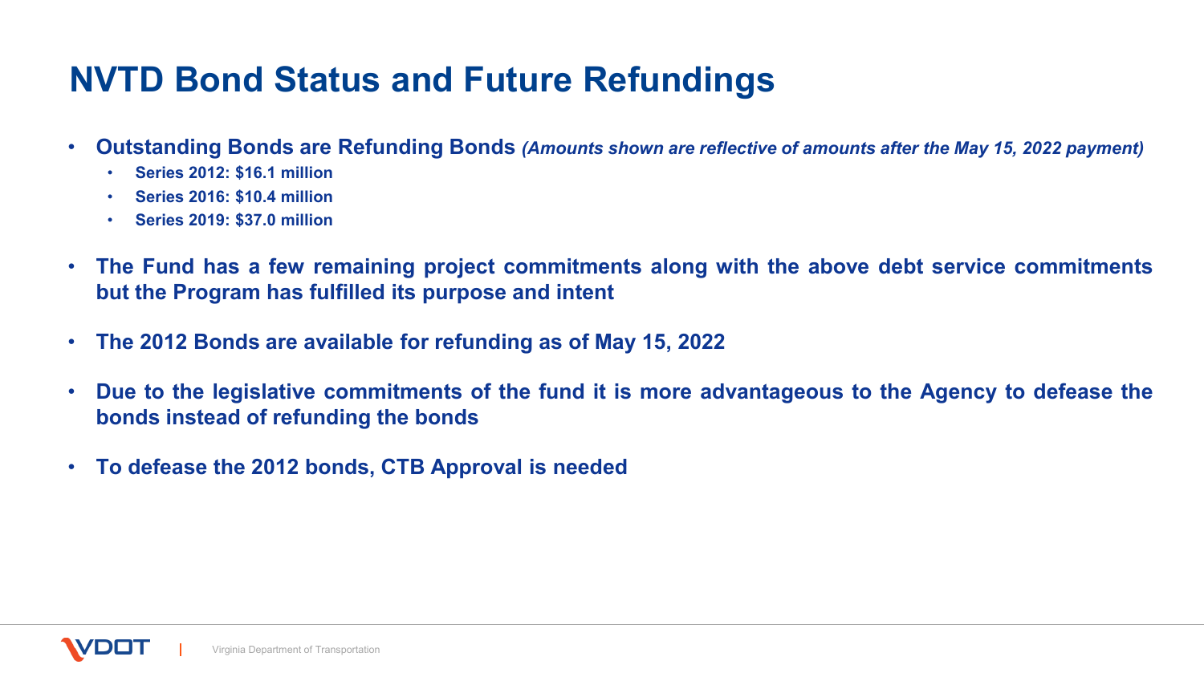# NVTD Bond Status and Future Refundings

- **Outstanding Bonds are Refunding Bonds** ***(Amounts shown are reflective of amounts after the May 15, 2022 payment)***
  - **Series 2012: $16.1 million**
  - **Series 2016: $10.4 million**
  - **Series 2019: $37.0 million**
- **The Fund has a few remaining project commitments along with the above debt service commitments but the Program has fulfilled its purpose and intent**
- **The 2012 Bonds are available for refunding as of May 15, 2022**
- **Due to the legislative commitments of the fund it is more advantageous to the Agency to defease the bonds instead of refunding the bonds**
- **To defease the 2012 bonds, CTB Approval is needed**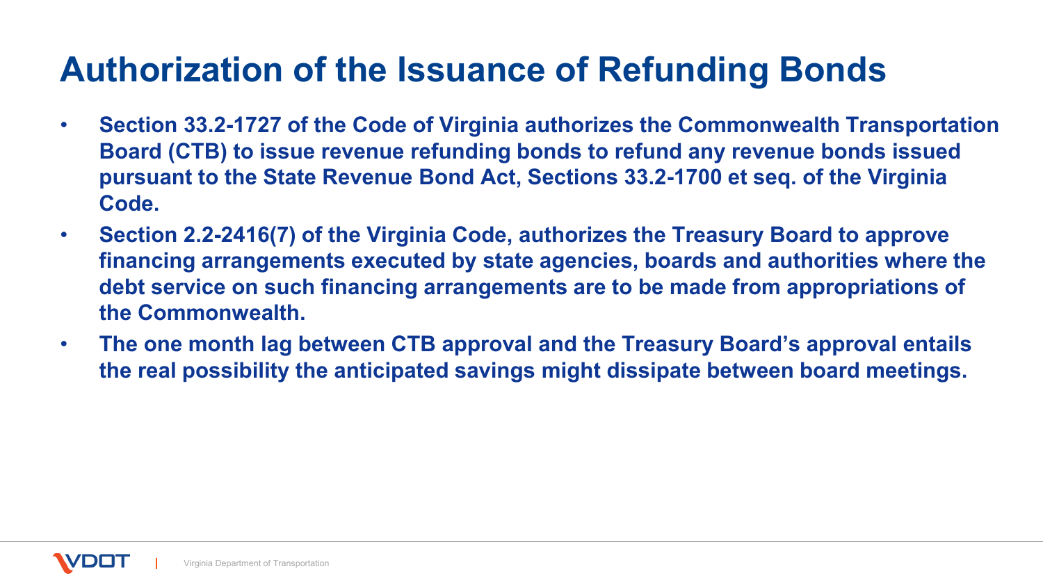# Authorization of the Issuance of Refunding Bonds

- **Section 33.2-1727 of the Code of Virginia authorizes the Commonwealth Transportation Board (CTB) to issue revenue refunding bonds to refund any revenue bonds issued pursuant to the State Revenue Bond Act, Sections 33.2-1700 et seq. of the Virginia Code.**
- **Section 2.2-2416(7) of the Virginia Code, authorizes the Treasury Board to approve financing arrangements executed by state agencies, boards and authorities where the debt service on such financing arrangements are to be made from appropriations of the Commonwealth.**
- **The one month lag between CTB approval and the Treasury Board's approval entails the real possibility the anticipated savings might dissipate between board meetings.**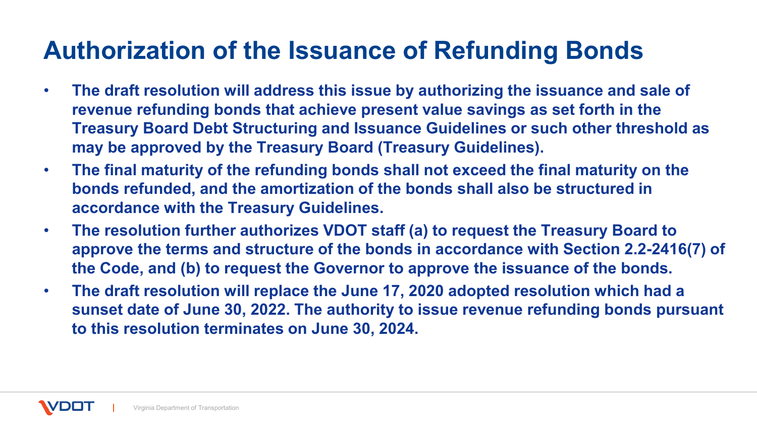# Authorization of the Issuance of Refunding Bonds

- **The draft resolution will address this issue by authorizing the issuance and sale of revenue refunding bonds that achieve present value savings as set forth in the Treasury Board Debt Structuring and Issuance Guidelines or such other threshold as may be approved by the Treasury Board (Treasury Guidelines).**
- **The final maturity of the refunding bonds shall not exceed the final maturity on the bonds refunded, and the amortization of the bonds shall also be structured in accordance with the Treasury Guidelines.**
- **The resolution further authorizes VDOT staff (a) to request the Treasury Board to approve the terms and structure of the bonds in accordance with Section 2.2-2416(7) of the Code, and (b) to request the Governor to approve the issuance of the bonds.**
- **The draft resolution will replace the June 17, 2020 adopted resolution which had a sunset date of June 30, 2022. The authority to issue revenue refunding bonds pursuant to this resolution terminates on June 30, 2024.**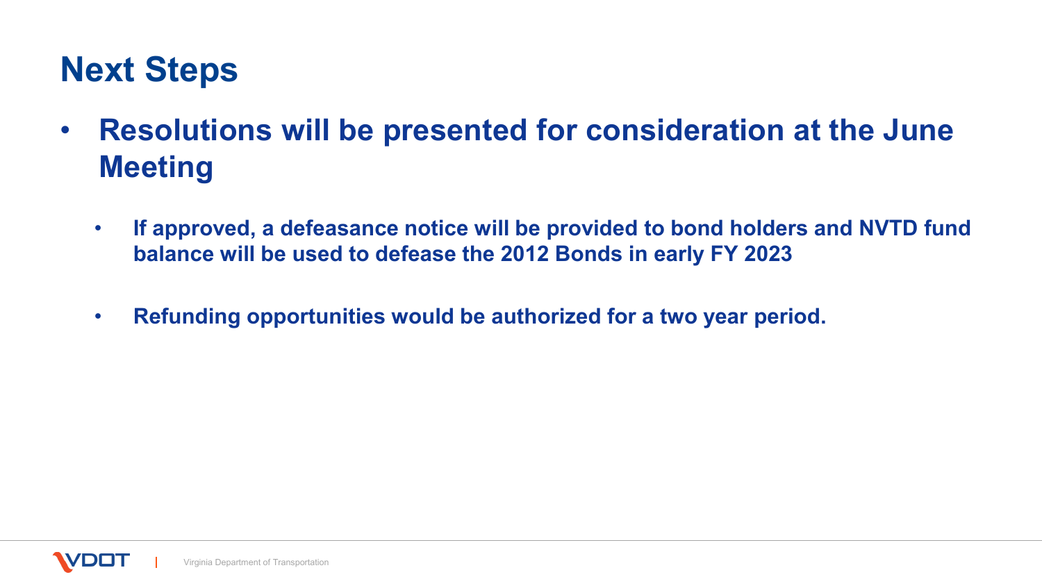# Next Steps

- **Resolutions will be presented for consideration at the June Meeting**
  - **If approved, a defeasance notice will be provided to bond holders and NVTD fund balance will be used to defease the 2012 Bonds in early FY 2023**
  - **Refunding opportunities would be authorized for a two year period.**